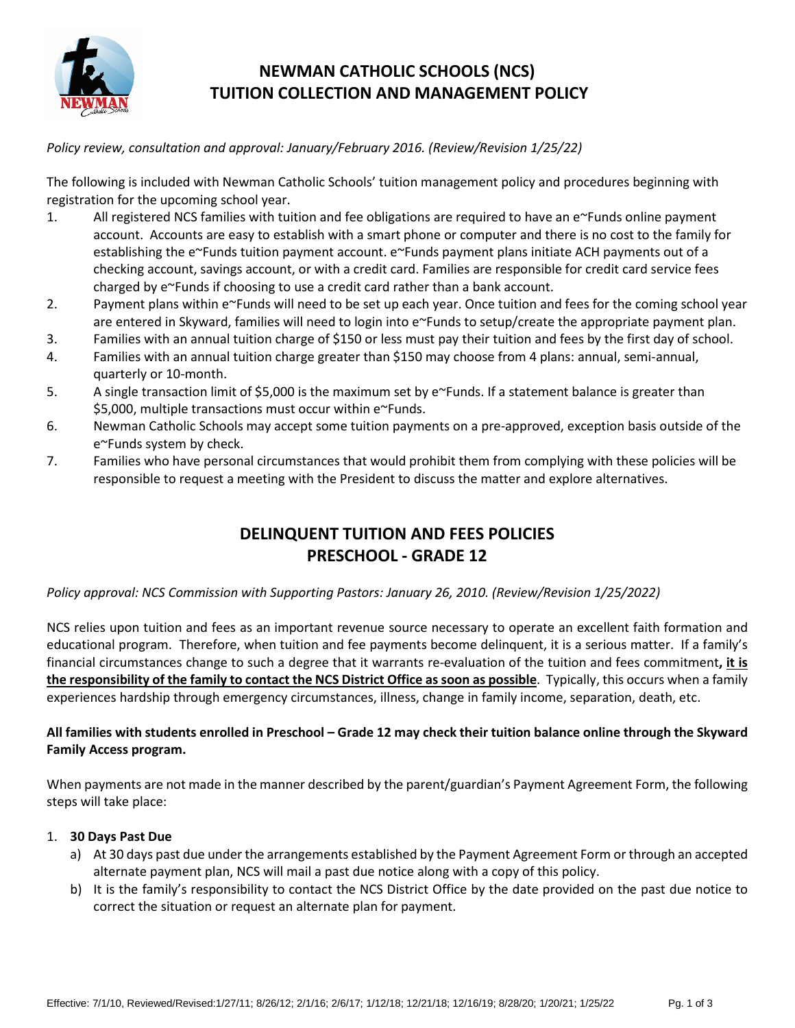# NEWMAN CATHOLIC SCHOOLS (NCS)
# TUITION COLLECTION AND MANAGEMENT POLICY

*Policy review, consultation and approval: January/February 2016. (Review/Revision 1/25/22)*

The following is included with Newman Catholic Schools' tuition management policy and procedures beginning with registration for the upcoming school year.

1. All registered NCS families with tuition and fee obligations are required to have an e~Funds online payment account. Accounts are easy to establish with a smart phone or computer and there is no cost to the family for establishing the e~Funds tuition payment account. e~Funds payment plans initiate ACH payments out of a checking account, savings account, or with a credit card. Families are responsible for credit card service fees charged by e~Funds if choosing to use a credit card rather than a bank account.
2. Payment plans within e~Funds will need to be set up each year. Once tuition and fees for the coming school year are entered in Skyward, families will need to login into e~Funds to setup/create the appropriate payment plan.
3. Families with an annual tuition charge of $150 or less must pay their tuition and fees by the first day of school.
4. Families with an annual tuition charge greater than $150 may choose from 4 plans: annual, semi-annual, quarterly or 10-month.
5. A single transaction limit of $5,000 is the maximum set by e~Funds. If a statement balance is greater than $5,000, multiple transactions must occur within e~Funds.
6. Newman Catholic Schools may accept some tuition payments on a pre-approved, exception basis outside of the e~Funds system by check.
7. Families who have personal circumstances that would prohibit them from complying with these policies will be responsible to request a meeting with the President to discuss the matter and explore alternatives.

## DELINQUENT TUITION AND FEES POLICIES
## PRESCHOOL - GRADE 12

*Policy approval: NCS Commission with Supporting Pastors: January 26, 2010. (Review/Revision 1/25/2022)*

NCS relies upon tuition and fees as an important revenue source necessary to operate an excellent faith formation and educational program. Therefore, when tuition and fee payments become delinquent, it is a serious matter. If a family's financial circumstances change to such a degree that it warrants re-evaluation of the tuition and fees commitment**, <u>it is the responsibility of the family to contact the NCS District Office as soon as possible</u>**. Typically, this occurs when a family experiences hardship through emergency circumstances, illness, change in family income, separation, death, etc.

**All families with students enrolled in Preschool – Grade 12 may check their tuition balance online through the Skyward Family Access program.**

When payments are not made in the manner described by the parent/guardian's Payment Agreement Form, the following steps will take place:

1. **30 Days Past Due**
   a) At 30 days past due under the arrangements established by the Payment Agreement Form or through an accepted alternate payment plan, NCS will mail a past due notice along with a copy of this policy.
   b) It is the family's responsibility to contact the NCS District Office by the date provided on the past due notice to correct the situation or request an alternate plan for payment.

Effective: 7/1/10, Reviewed/Revised:1/27/11; 8/26/12; 2/1/16; 2/6/17; 1/12/18; 12/21/18; 12/16/19; 8/28/20; 1/20/21; 1/25/22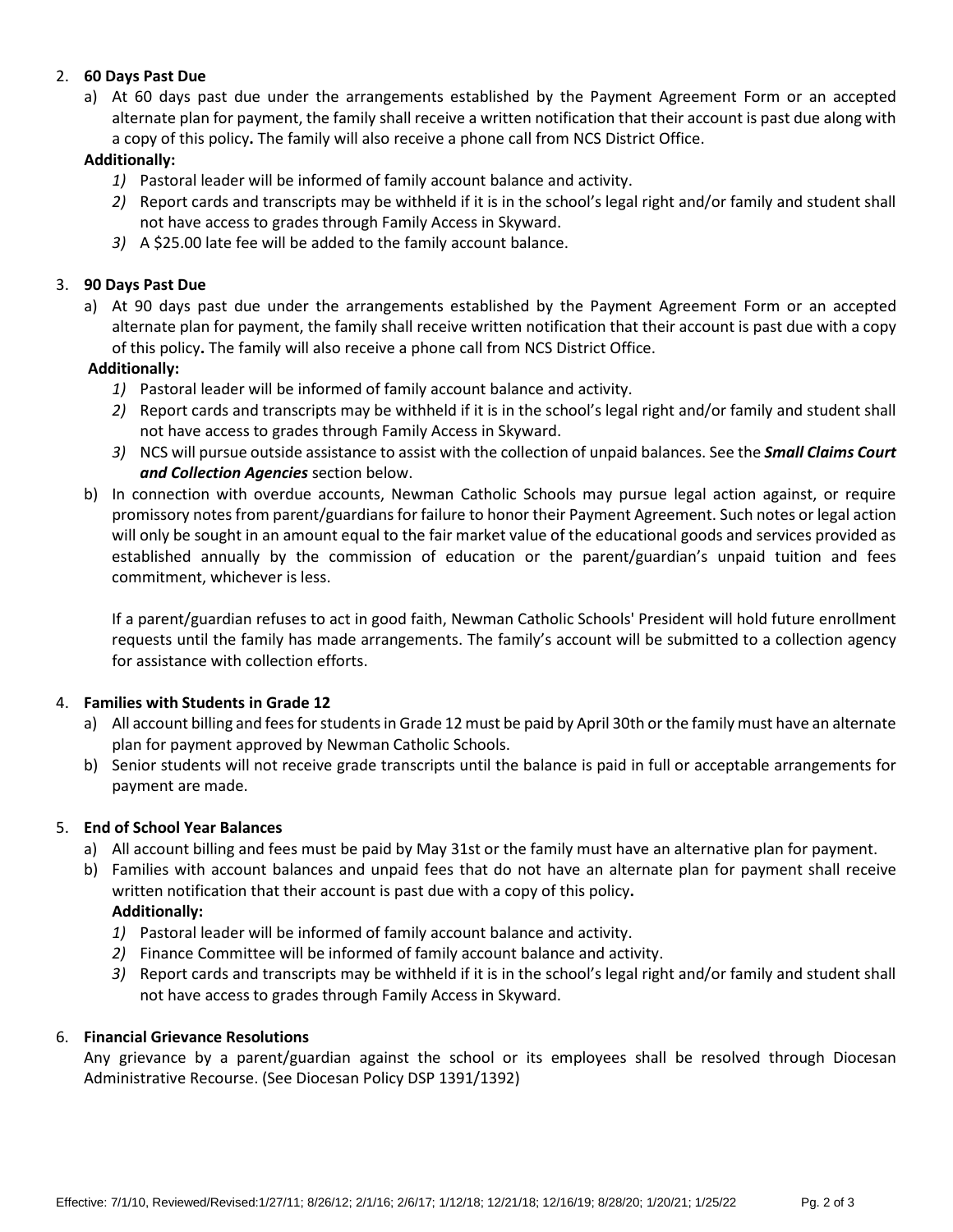2. **60 Days Past Due**
   a) At 60 days past due under the arrangements established by the Payment Agreement Form or an accepted alternate plan for payment, the family shall receive a written notification that their account is past due along with a copy of this policy**.** The family will also receive a phone call from NCS District Office.

   **Additionally:**
   *1)* Pastoral leader will be informed of family account balance and activity.
   *2)* Report cards and transcripts may be withheld if it is in the school's legal right and/or family and student shall not have access to grades through Family Access in Skyward.
   *3)* A $25.00 late fee will be added to the family account balance.

3. **90 Days Past Due**
   a) At 90 days past due under the arrangements established by the Payment Agreement Form or an accepted alternate plan for payment, the family shall receive written notification that their account is past due with a copy of this policy**.** The family will also receive a phone call from NCS District Office.

   **Additionally:**
   *1)* Pastoral leader will be informed of family account balance and activity.
   *2)* Report cards and transcripts may be withheld if it is in the school's legal right and/or family and student shall not have access to grades through Family Access in Skyward.
   *3)* NCS will pursue outside assistance to assist with the collection of unpaid balances. See the ***Small Claims Court and Collection Agencies*** section below.

   b) In connection with overdue accounts, Newman Catholic Schools may pursue legal action against, or require promissory notes from parent/guardians for failure to honor their Payment Agreement. Such notes or legal action will only be sought in an amount equal to the fair market value of the educational goods and services provided as established annually by the commission of education or the parent/guardian's unpaid tuition and fees commitment, whichever is less.

   If a parent/guardian refuses to act in good faith, Newman Catholic Schools' President will hold future enrollment requests until the family has made arrangements. The family's account will be submitted to a collection agency for assistance with collection efforts.

4. **Families with Students in Grade 12**
   a) All account billing and fees for students in Grade 12 must be paid by April 30th or the family must have an alternate plan for payment approved by Newman Catholic Schools.
   b) Senior students will not receive grade transcripts until the balance is paid in full or acceptable arrangements for payment are made.

5. **End of School Year Balances**
   a) All account billing and fees must be paid by May 31st or the family must have an alternative plan for payment.
   b) Families with account balances and unpaid fees that do not have an alternate plan for payment shall receive written notification that their account is past due with a copy of this policy**.**

   **Additionally:**
   *1)* Pastoral leader will be informed of family account balance and activity.
   *2)* Finance Committee will be informed of family account balance and activity.
   *3)* Report cards and transcripts may be withheld if it is in the school's legal right and/or family and student shall not have access to grades through Family Access in Skyward.

6. **Financial Grievance Resolutions**
   Any grievance by a parent/guardian against the school or its employees shall be resolved through Diocesan Administrative Recourse. (See Diocesan Policy DSP 1391/1392)

Effective: 7/1/10, Reviewed/Revised:1/27/11; 8/26/12; 2/1/16; 2/6/17; 1/12/18; 12/21/18; 12/16/19; 8/28/20; 1/20/21; 1/25/22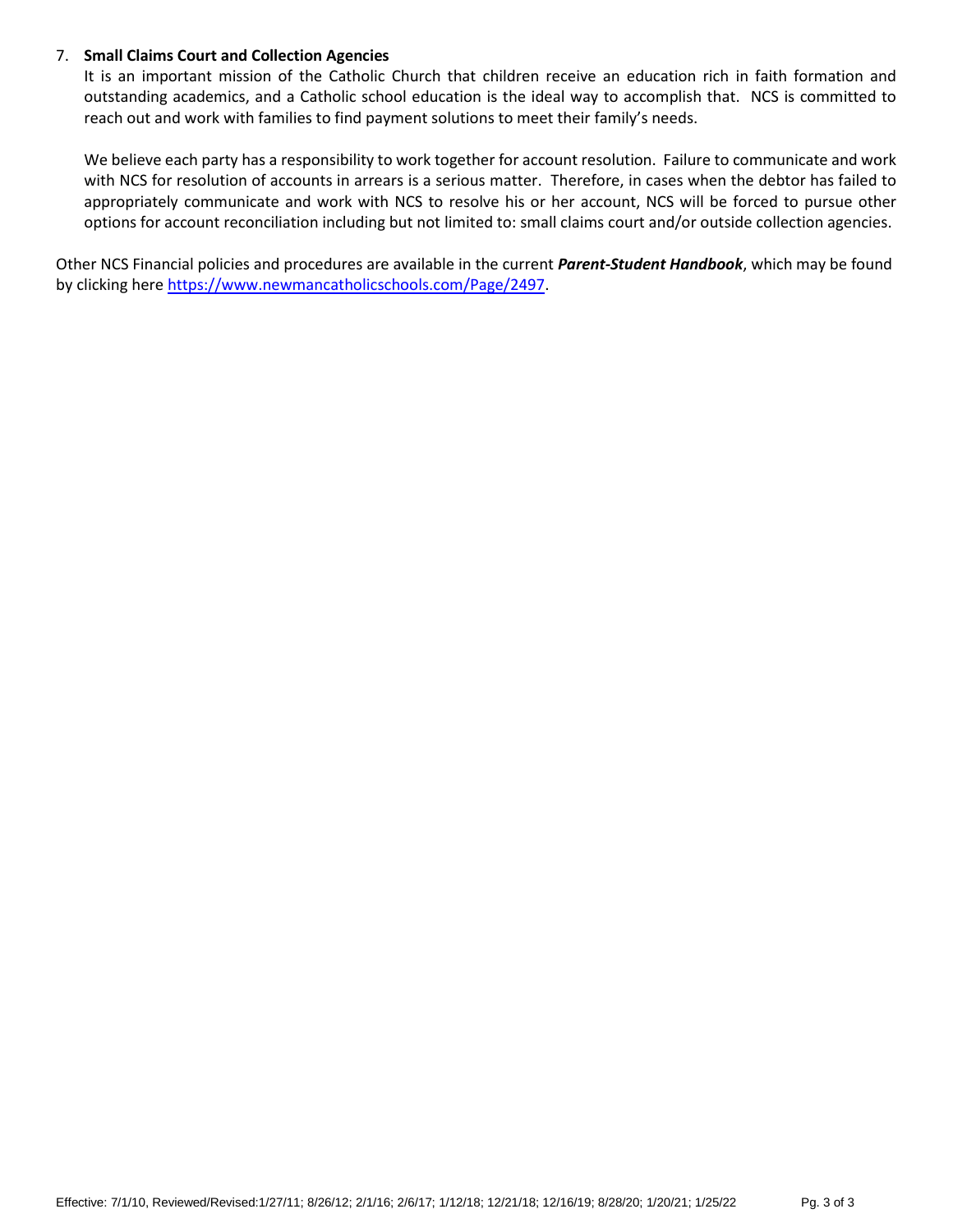7. **Small Claims Court and Collection Agencies**

   It is an important mission of the Catholic Church that children receive an education rich in faith formation and outstanding academics, and a Catholic school education is the ideal way to accomplish that. NCS is committed to reach out and work with families to find payment solutions to meet their family's needs.

   We believe each party has a responsibility to work together for account resolution. Failure to communicate and work with NCS for resolution of accounts in arrears is a serious matter. Therefore, in cases when the debtor has failed to appropriately communicate and work with NCS to resolve his or her account, NCS will be forced to pursue other options for account reconciliation including but not limited to: small claims court and/or outside collection agencies.

Other NCS Financial policies and procedures are available in the current ***Parent-Student Handbook***, which may be found by clicking here [https://www.newmancatholicschools.com/Page/2497](https://www.newmancatholicschools.com/Page/2497).

Effective: 7/1/10, Reviewed/Revised:1/27/11; 8/26/12; 2/1/16; 2/6/17; 1/12/18; 12/21/18; 12/16/19; 8/28/20; 1/20/21; 1/25/22